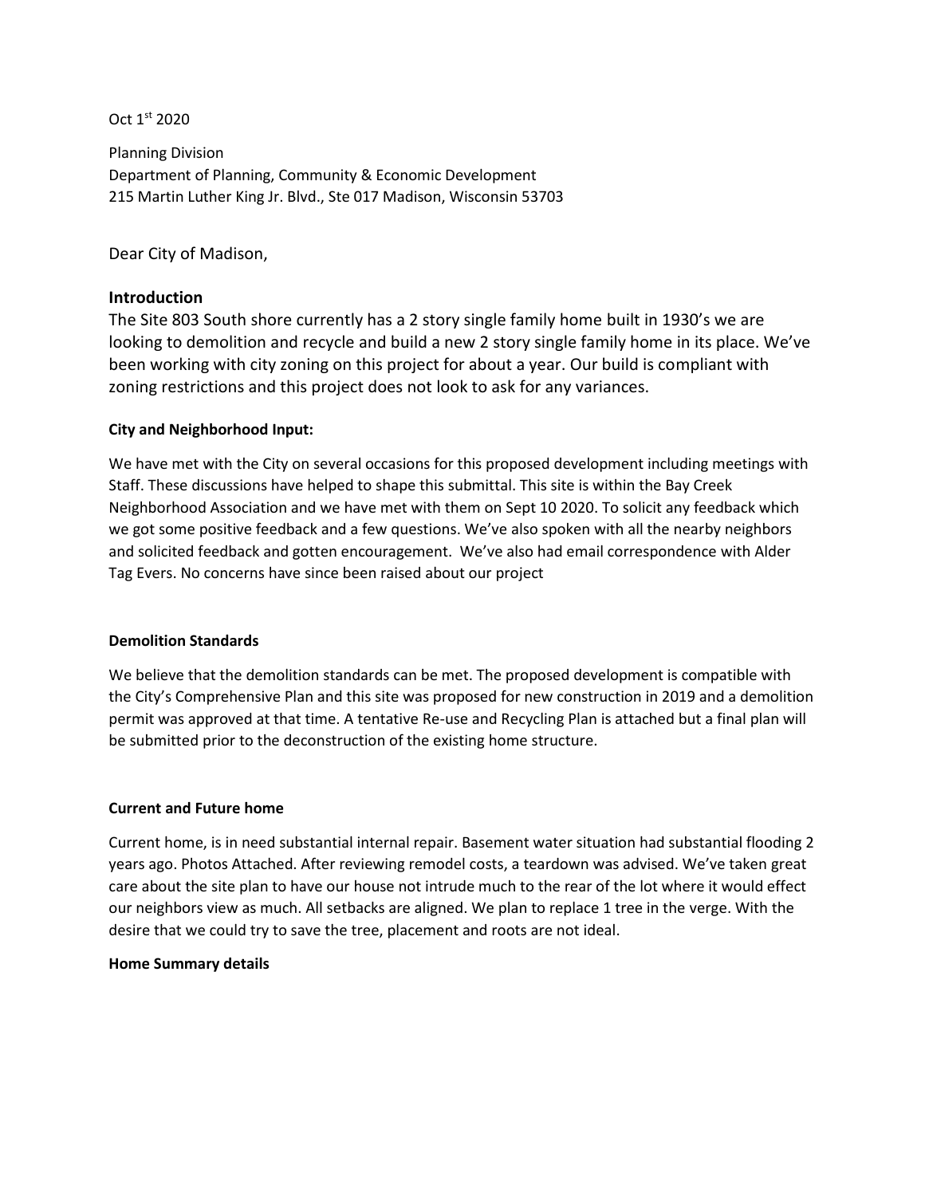Oct 1st 2020

Planning Division
Department of Planning, Community & Economic Development
215 Martin Luther King Jr. Blvd., Ste 017 Madison, Wisconsin 53703

Dear City of Madison,

## Introduction

The Site 803 South shore currently has a 2 story single family home built in 1930's we are looking to demolition and recycle and build a new 2 story single family home in its place. We've been working with city zoning on this project for about a year. Our build is compliant with zoning restrictions and this project does not look to ask for any variances.

**City and Neighborhood Input:**

We have met with the City on several occasions for this proposed development including meetings with Staff. These discussions have helped to shape this submittal. This site is within the Bay Creek Neighborhood Association and we have met with them on Sept 10 2020. To solicit any feedback which we got some positive feedback and a few questions. We've also spoken with all the nearby neighbors and solicited feedback and gotten encouragement. We've also had email correspondence with Alder Tag Evers. No concerns have since been raised about our project

**Demolition Standards**

We believe that the demolition standards can be met. The proposed development is compatible with the City's Comprehensive Plan and this site was proposed for new construction in 2019 and a demolition permit was approved at that time. A tentative Re-use and Recycling Plan is attached but a final plan will be submitted prior to the deconstruction of the existing home structure.

**Current and Future home**

Current home, is in need substantial internal repair. Basement water situation had substantial flooding 2 years ago. Photos Attached. After reviewing remodel costs, a teardown was advised. We've taken great care about the site plan to have our house not intrude much to the rear of the lot where it would effect our neighbors view as much. All setbacks are aligned. We plan to replace 1 tree in the verge. With the desire that we could try to save the tree, placement and roots are not ideal.

**Home Summary details**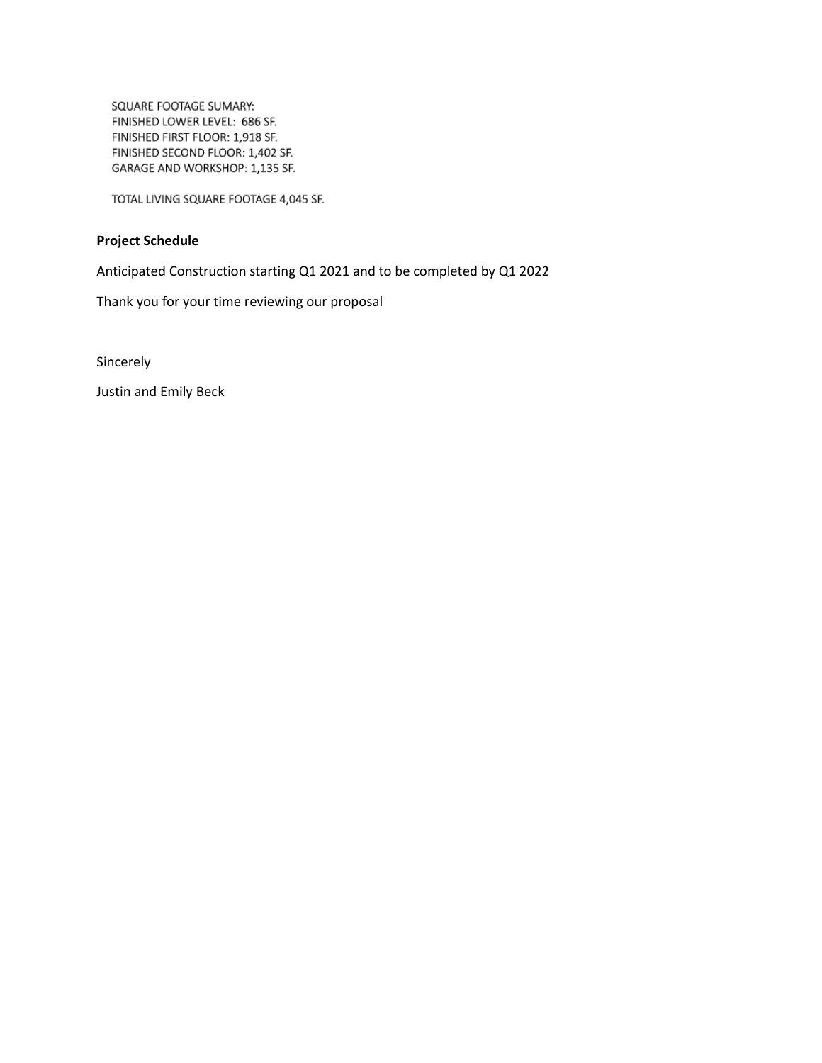SQUARE FOOTAGE SUMARY:
FINISHED LOWER LEVEL: 686 SF.
FINISHED FIRST FLOOR: 1,918 SF.
FINISHED SECOND FLOOR: 1,402 SF.
GARAGE AND WORKSHOP: 1,135 SF.

TOTAL LIVING SQUARE FOOTAGE 4,045 SF.

**Project Schedule**

Anticipated Construction starting Q1 2021 and to be completed by Q1 2022

Thank you for your time reviewing our proposal

Sincerely

Justin and Emily Beck